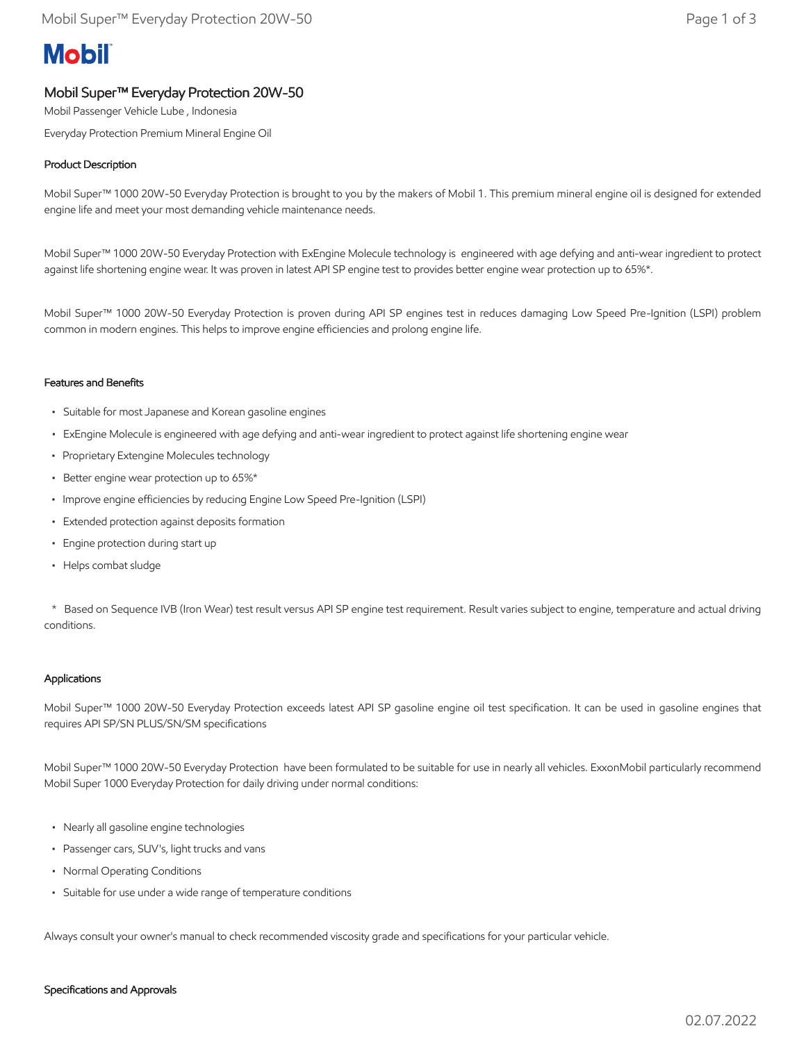# Mobil

## Mobil Super™ Everyday Protection 20W-50

Mobil Passenger Vehicle Lube , Indonesia

Everyday Protection Premium Mineral Engine Oil

### Product Description

Mobil Super™ 1000 20W-50 Everyday Protection is brought to you by the makers of Mobil 1. This premium mineral engine oil is designed for extended engine life and meet your most demanding vehicle maintenance needs.

Mobil Super™ 1000 20W-50 Everyday Protection with ExEngine Molecule technology is engineered with age defying and anti-wear ingredient to protect against life shortening engine wear. It was proven in latest API SP engine test to provides better engine wear protection up to 65%*.

Mobil Super™ 1000 20W-50 Everyday Protection is proven during API SP engines test in reduces damaging Low Speed Pre-Ignition (LSPI) problem common in modern engines. This helps to improve engine efficiencies and prolong engine life.

### Features and Benefits

- Suitable for most Japanese and Korean gasoline engines
- ExEngine Molecule is engineered with age defying and anti-wear ingredient to protect against life shortening engine wear
- Proprietary Extengine Molecules technology
- Better engine wear protection up to 65%*
- Improve engine efficiencies by reducing Engine Low Speed Pre-Ignition (LSPI)
- Extended protection against deposits formation
- Engine protection during start up
- Helps combat sludge

\* Based on Sequence IVB (Iron Wear) test result versus API SP engine test requirement. Result varies subject to engine, temperature and actual driving conditions.

### Applications

Mobil Super™ 1000 20W-50 Everyday Protection exceeds latest API SP gasoline engine oil test specification. It can be used in gasoline engines that requires API SP/SN PLUS/SN/SM specifications

Mobil Super™ 1000 20W-50 Everyday Protection have been formulated to be suitable for use in nearly all vehicles. ExxonMobil particularly recommend Mobil Super 1000 Everyday Protection for daily driving under normal conditions:

- Nearly all gasoline engine technologies
- Passenger cars, SUV's, light trucks and vans
- Normal Operating Conditions
- Suitable for use under a wide range of temperature conditions

Always consult your owner's manual to check recommended viscosity grade and specifications for your particular vehicle.

### Specifications and Approvals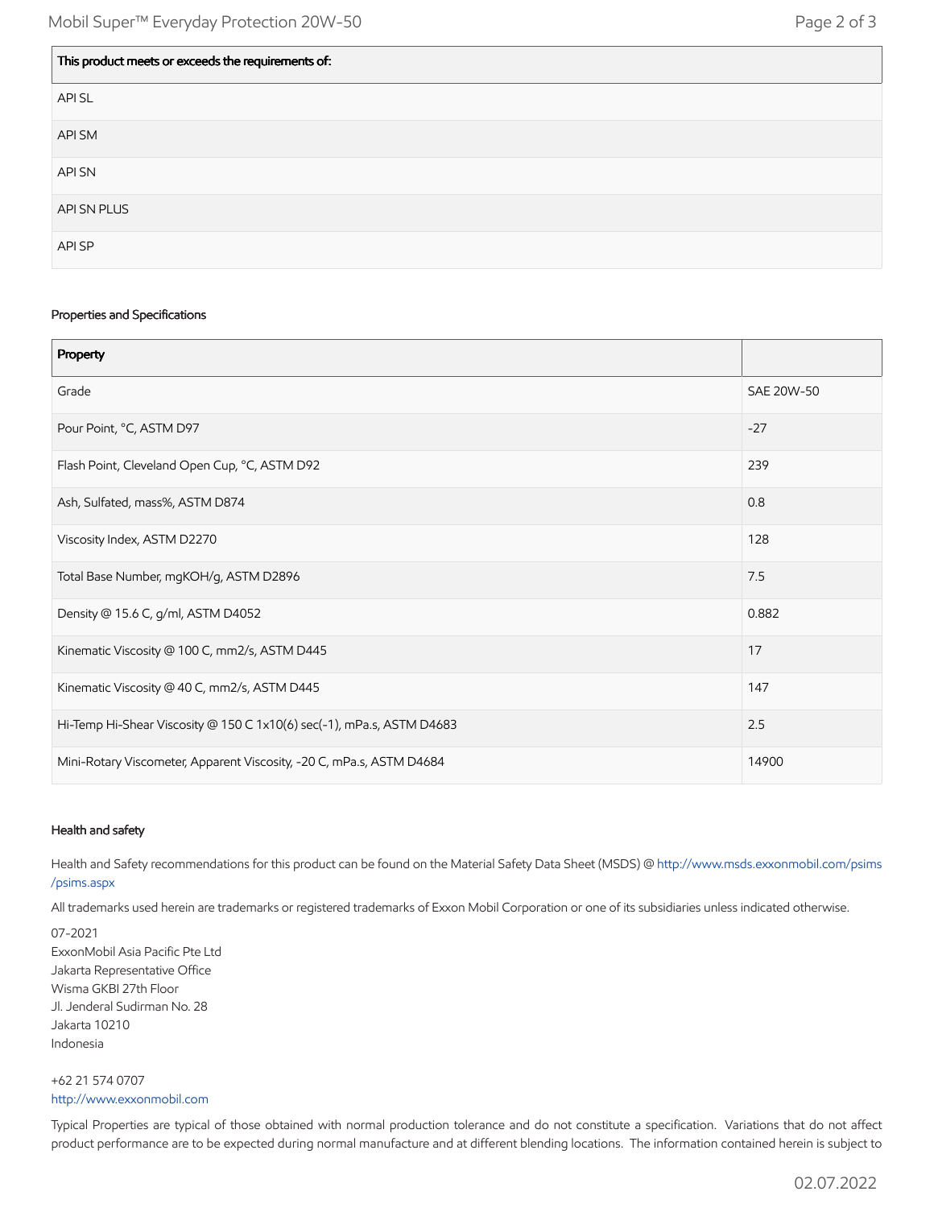| This product meets or exceeds the requirements of: |
| --- |
| API SL |
| API SM |
| API SN |
| API SN PLUS |
| API SP |

### Properties and Specifications

| Property | |
| --- | --- |
| Grade | SAE 20W-50 |
| Pour Point, °C, ASTM D97 | -27 |
| Flash Point, Cleveland Open Cup, °C, ASTM D92 | 239 |
| Ash, Sulfated, mass%, ASTM D874 | 0.8 |
| Viscosity Index, ASTM D2270 | 128 |
| Total Base Number, mgKOH/g, ASTM D2896 | 7.5 |
| Density @ 15.6 C, g/ml, ASTM D4052 | 0.882 |
| Kinematic Viscosity @ 100 C, mm2/s, ASTM D445 | 17 |
| Kinematic Viscosity @ 40 C, mm2/s, ASTM D445 | 147 |
| Hi-Temp Hi-Shear Viscosity @ 150 C 1x10(6) sec(-1), mPa.s, ASTM D4683 | 2.5 |
| Mini-Rotary Viscometer, Apparent Viscosity, -20 C, mPa.s, ASTM D4684 | 14900 |

### Health and safety

Health and Safety recommendations for this product can be found on the Material Safety Data Sheet (MSDS) @ http://www.msds.exxonmobil.com/psims/psims.aspx

All trademarks used herein are trademarks or registered trademarks of Exxon Mobil Corporation or one of its subsidiaries unless indicated otherwise.

07-2021
ExxonMobil Asia Pacific Pte Ltd
Jakarta Representative Office
Wisma GKBI 27th Floor
Jl. Jenderal Sudirman No. 28
Jakarta 10210
Indonesia

+62 21 574 0707
http://www.exxonmobil.com

Typical Properties are typical of those obtained with normal production tolerance and do not constitute a specification. Variations that do not affect product performance are to be expected during normal manufacture and at different blending locations. The information contained herein is subject to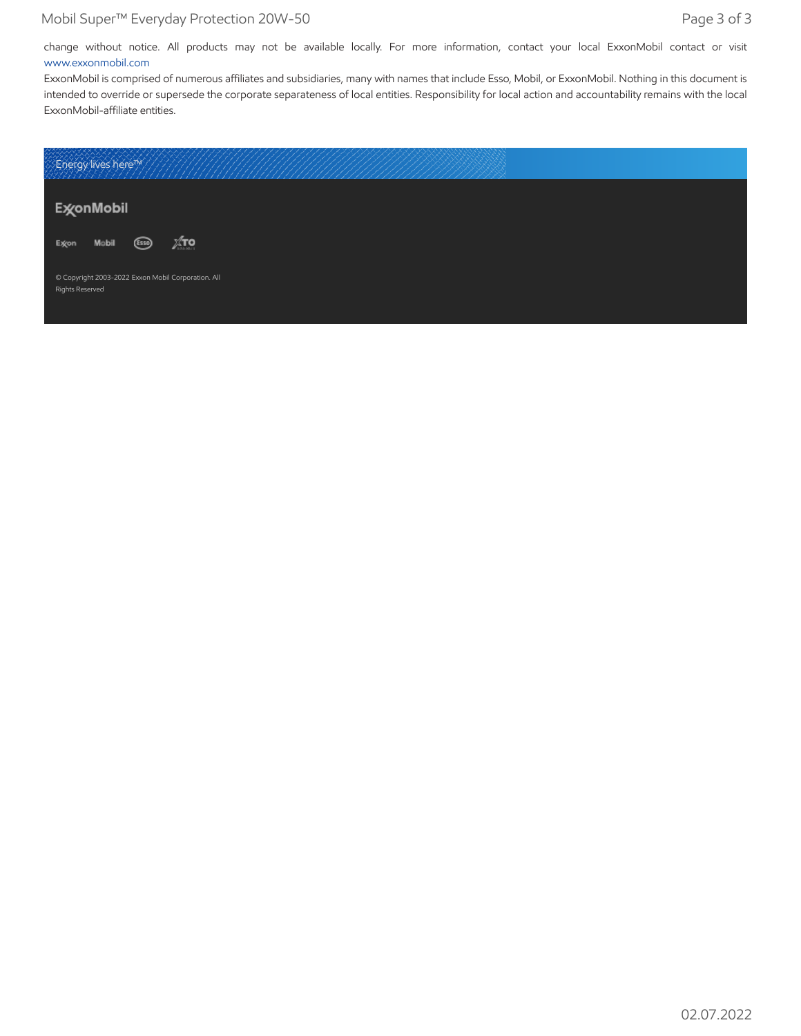change without notice. All products may not be available locally. For more information, contact your local ExxonMobil contact or visit www.exxonmobil.com

ExxonMobil is comprised of numerous affiliates and subsidiaries, many with names that include Esso, Mobil, or ExxonMobil. Nothing in this document is intended to override or supersede the corporate separateness of local entities. Responsibility for local action and accountability remains with the local ExxonMobil-affiliate entities.

Energy lives here™

ExxonMobil

Exxon Mobil Esso XTO

© Copyright 2003-2022 Exxon Mobil Corporation. All Rights Reserved

02.07.2022